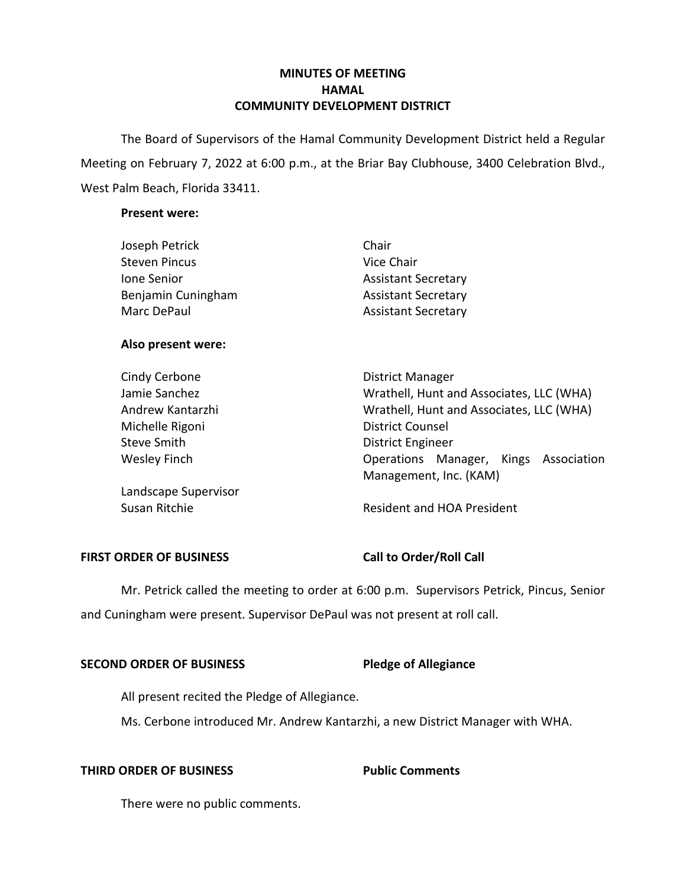# MINUTES OF MEETING
# HAMAL
# COMMUNITY DEVELOPMENT DISTRICT

The Board of Supervisors of the Hamal Community Development District held a Regular Meeting on February 7, 2022 at 6:00 p.m., at the Briar Bay Clubhouse, 3400 Celebration Blvd., West Palm Beach, Florida 33411.

**Present were:**

| | |
|---|---|
| Joseph Petrick | Chair |
| Steven Pincus | Vice Chair |
| Ione Senior | Assistant Secretary |
| Benjamin Cuningham | Assistant Secretary |
| Marc DePaul | Assistant Secretary |

**Also present were:**

| | |
|---|---|
| Cindy Cerbone | District Manager |
| Jamie Sanchez | Wrathell, Hunt and Associates, LLC (WHA) |
| Andrew Kantarzhi | Wrathell, Hunt and Associates, LLC (WHA) |
| Michelle Rigoni | District Counsel |
| Steve Smith | District Engineer |
| Wesley Finch | Operations Manager, Kings Association Management, Inc. (KAM) |
| Landscape Supervisor | |
| Susan Ritchie | Resident and HOA President |

**FIRST ORDER OF BUSINESS** **Call to Order/Roll Call**

Mr. Petrick called the meeting to order at 6:00 p.m. Supervisors Petrick, Pincus, Senior and Cuningham were present. Supervisor DePaul was not present at roll call.

**SECOND ORDER OF BUSINESS** **Pledge of Allegiance**

All present recited the Pledge of Allegiance.

Ms. Cerbone introduced Mr. Andrew Kantarzhi, a new District Manager with WHA.

**THIRD ORDER OF BUSINESS** **Public Comments**

There were no public comments.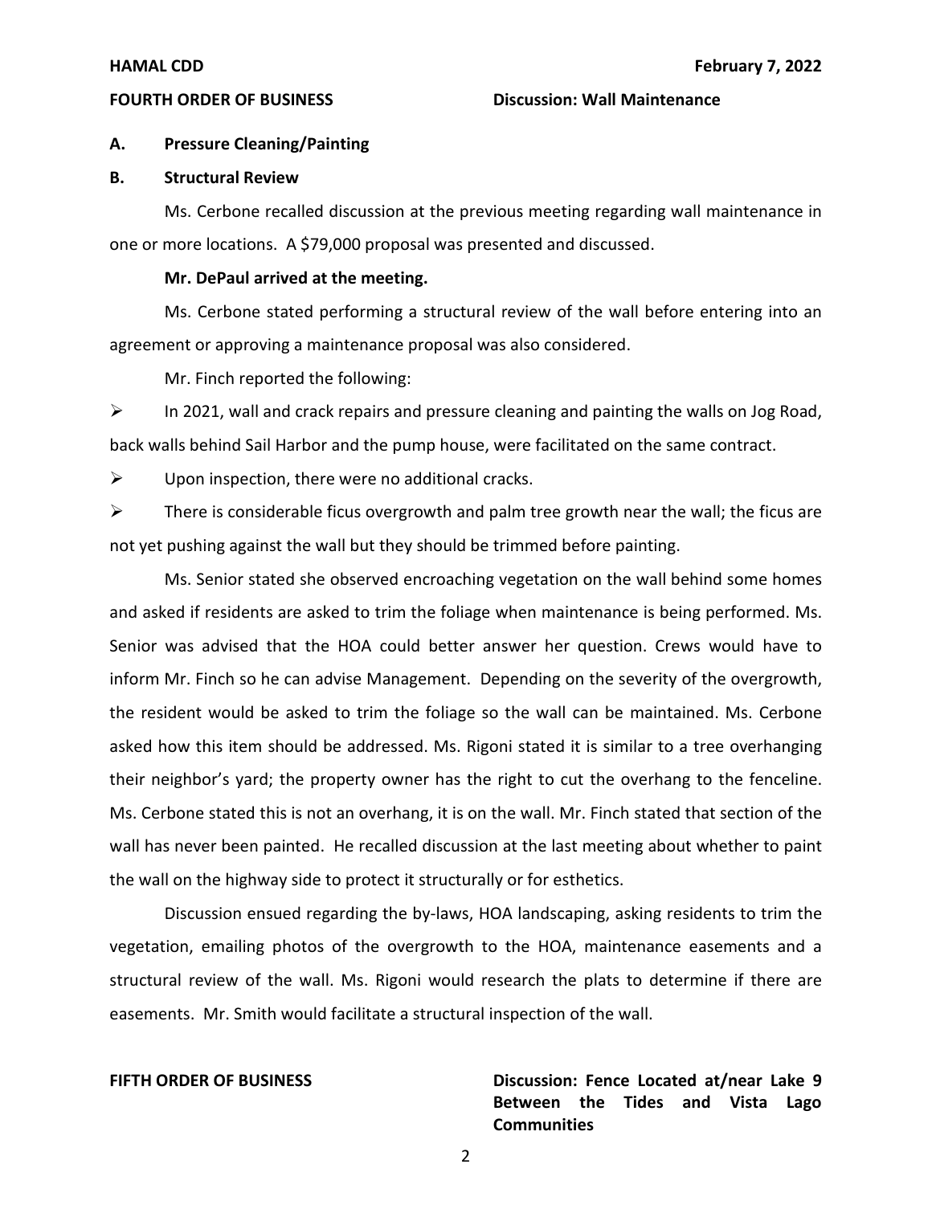**FOURTH ORDER OF BUSINESS** **Discussion: Wall Maintenance**

**A. Pressure Cleaning/Painting**

**B. Structural Review**

Ms. Cerbone recalled discussion at the previous meeting regarding wall maintenance in one or more locations. A $79,000 proposal was presented and discussed.

**Mr. DePaul arrived at the meeting.**

Ms. Cerbone stated performing a structural review of the wall before entering into an agreement or approving a maintenance proposal was also considered.

Mr. Finch reported the following:

- In 2021, wall and crack repairs and pressure cleaning and painting the walls on Jog Road, back walls behind Sail Harbor and the pump house, were facilitated on the same contract.
- Upon inspection, there were no additional cracks.
- There is considerable ficus overgrowth and palm tree growth near the wall; the ficus are not yet pushing against the wall but they should be trimmed before painting.

Ms. Senior stated she observed encroaching vegetation on the wall behind some homes and asked if residents are asked to trim the foliage when maintenance is being performed. Ms. Senior was advised that the HOA could better answer her question. Crews would have to inform Mr. Finch so he can advise Management. Depending on the severity of the overgrowth, the resident would be asked to trim the foliage so the wall can be maintained. Ms. Cerbone asked how this item should be addressed. Ms. Rigoni stated it is similar to a tree overhanging their neighbor's yard; the property owner has the right to cut the overhang to the fenceline. Ms. Cerbone stated this is not an overhang, it is on the wall. Mr. Finch stated that section of the wall has never been painted. He recalled discussion at the last meeting about whether to paint the wall on the highway side to protect it structurally or for esthetics.

Discussion ensued regarding the by-laws, HOA landscaping, asking residents to trim the vegetation, emailing photos of the overgrowth to the HOA, maintenance easements and a structural review of the wall. Ms. Rigoni would research the plats to determine if there are easements. Mr. Smith would facilitate a structural inspection of the wall.

**FIFTH ORDER OF BUSINESS** **Discussion: Fence Located at/near Lake 9 Between the Tides and Vista Lago Communities**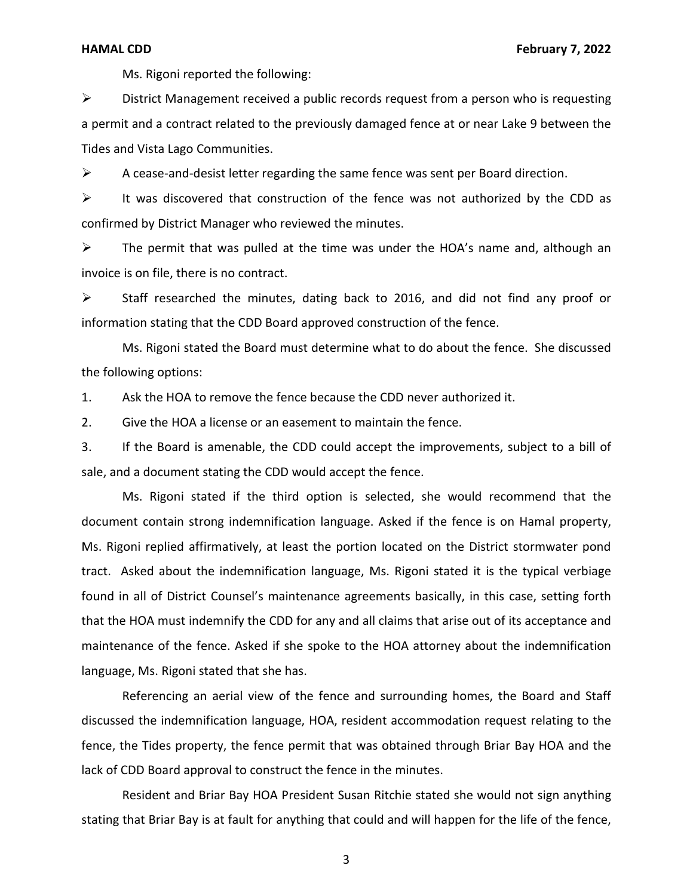Ms. Rigoni reported the following:

- District Management received a public records request from a person who is requesting a permit and a contract related to the previously damaged fence at or near Lake 9 between the Tides and Vista Lago Communities.
- A cease-and-desist letter regarding the same fence was sent per Board direction.
- It was discovered that construction of the fence was not authorized by the CDD as confirmed by District Manager who reviewed the minutes.
- The permit that was pulled at the time was under the HOA's name and, although an invoice is on file, there is no contract.
- Staff researched the minutes, dating back to 2016, and did not find any proof or information stating that the CDD Board approved construction of the fence.

Ms. Rigoni stated the Board must determine what to do about the fence. She discussed the following options:

1. Ask the HOA to remove the fence because the CDD never authorized it.
2. Give the HOA a license or an easement to maintain the fence.
3. If the Board is amenable, the CDD could accept the improvements, subject to a bill of sale, and a document stating the CDD would accept the fence.

Ms. Rigoni stated if the third option is selected, she would recommend that the document contain strong indemnification language. Asked if the fence is on Hamal property, Ms. Rigoni replied affirmatively, at least the portion located on the District stormwater pond tract. Asked about the indemnification language, Ms. Rigoni stated it is the typical verbiage found in all of District Counsel's maintenance agreements basically, in this case, setting forth that the HOA must indemnify the CDD for any and all claims that arise out of its acceptance and maintenance of the fence. Asked if she spoke to the HOA attorney about the indemnification language, Ms. Rigoni stated that she has.

Referencing an aerial view of the fence and surrounding homes, the Board and Staff discussed the indemnification language, HOA, resident accommodation request relating to the fence, the Tides property, the fence permit that was obtained through Briar Bay HOA and the lack of CDD Board approval to construct the fence in the minutes.

Resident and Briar Bay HOA President Susan Ritchie stated she would not sign anything stating that Briar Bay is at fault for anything that could and will happen for the life of the fence,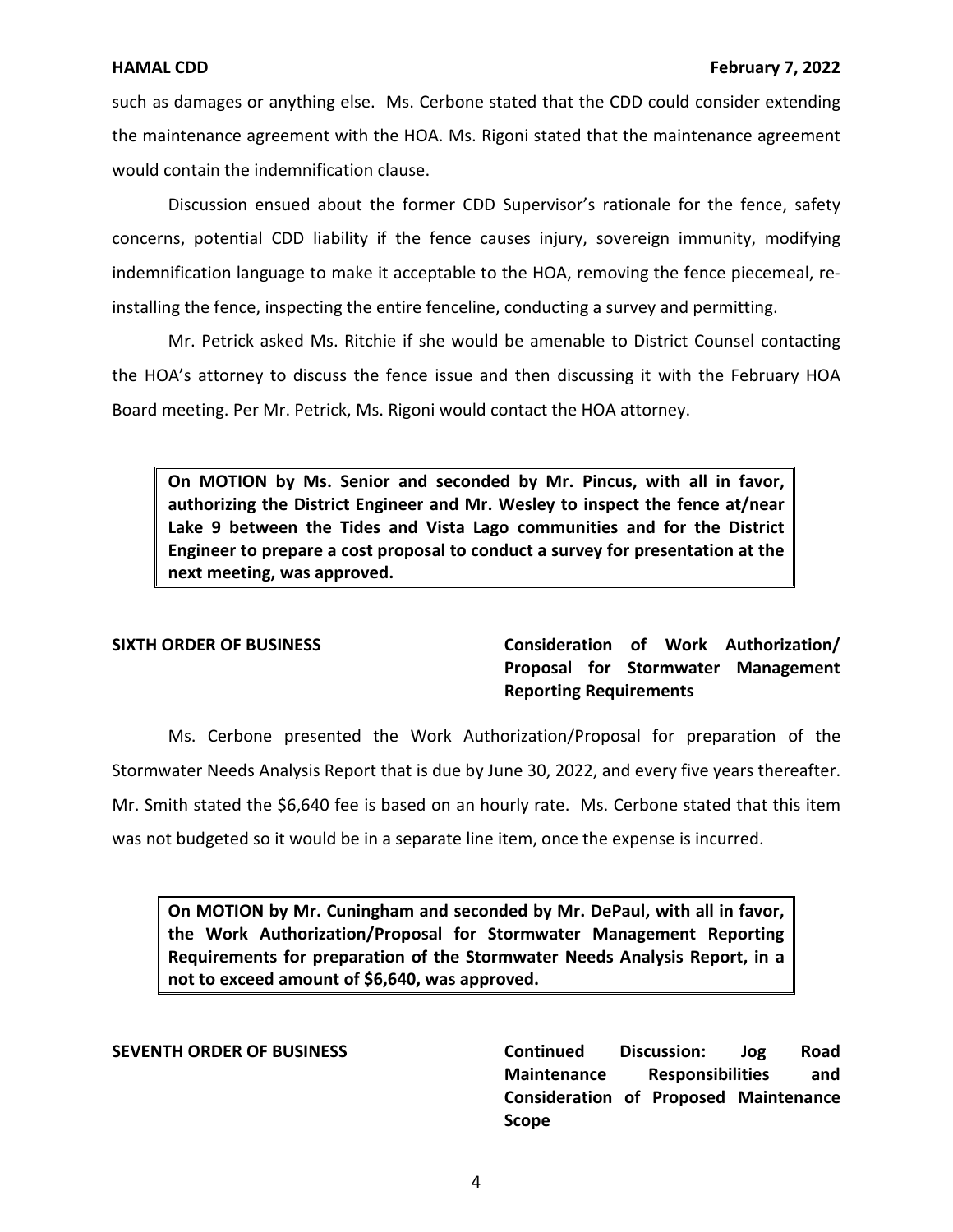such as damages or anything else. Ms. Cerbone stated that the CDD could consider extending the maintenance agreement with the HOA. Ms. Rigoni stated that the maintenance agreement would contain the indemnification clause.

Discussion ensued about the former CDD Supervisor's rationale for the fence, safety concerns, potential CDD liability if the fence causes injury, sovereign immunity, modifying indemnification language to make it acceptable to the HOA, removing the fence piecemeal, re-installing the fence, inspecting the entire fenceline, conducting a survey and permitting.

Mr. Petrick asked Ms. Ritchie if she would be amenable to District Counsel contacting the HOA's attorney to discuss the fence issue and then discussing it with the February HOA Board meeting. Per Mr. Petrick, Ms. Rigoni would contact the HOA attorney.

> **On MOTION by Ms. Senior and seconded by Mr. Pincus, with all in favor, authorizing the District Engineer and Mr. Wesley to inspect the fence at/near Lake 9 between the Tides and Vista Lago communities and for the District Engineer to prepare a cost proposal to conduct a survey for presentation at the next meeting, was approved.**

**SIXTH ORDER OF BUSINESS** — **Consideration of Work Authorization/ Proposal for Stormwater Management Reporting Requirements**

Ms. Cerbone presented the Work Authorization/Proposal for preparation of the Stormwater Needs Analysis Report that is due by June 30, 2022, and every five years thereafter. Mr. Smith stated the $6,640 fee is based on an hourly rate. Ms. Cerbone stated that this item was not budgeted so it would be in a separate line item, once the expense is incurred.

> **On MOTION by Mr. Cuningham and seconded by Mr. DePaul, with all in favor, the Work Authorization/Proposal for Stormwater Management Reporting Requirements for preparation of the Stormwater Needs Analysis Report, in a not to exceed amount of $6,640, was approved.**

**SEVENTH ORDER OF BUSINESS** — **Continued Discussion: Jog Road Maintenance Responsibilities and Consideration of Proposed Maintenance Scope**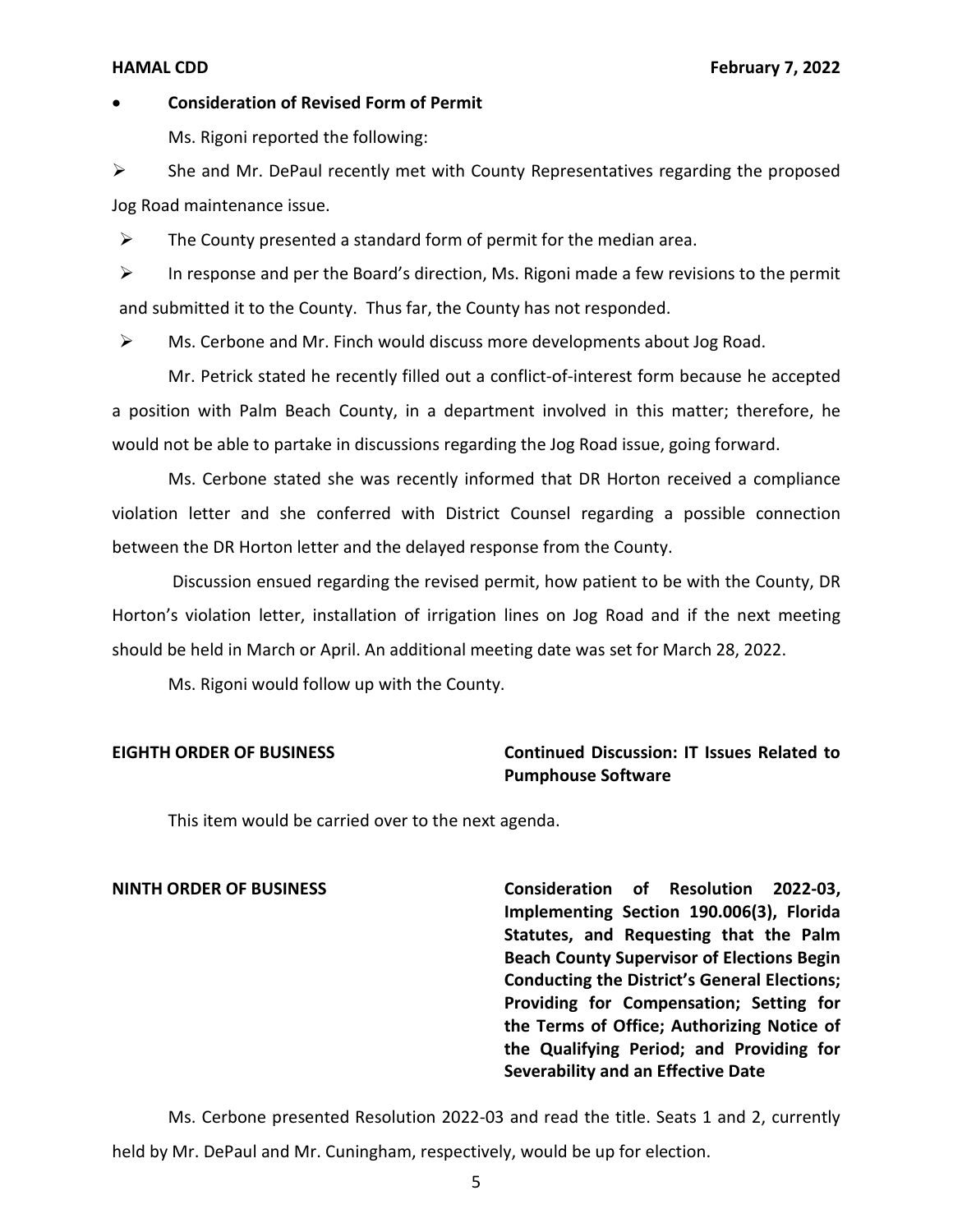- **Consideration of Revised Form of Permit**

  Ms. Rigoni reported the following:

- She and Mr. DePaul recently met with County Representatives regarding the proposed Jog Road maintenance issue.
- The County presented a standard form of permit for the median area.
- In response and per the Board's direction, Ms. Rigoni made a few revisions to the permit and submitted it to the County. Thus far, the County has not responded.
- Ms. Cerbone and Mr. Finch would discuss more developments about Jog Road.

Mr. Petrick stated he recently filled out a conflict-of-interest form because he accepted a position with Palm Beach County, in a department involved in this matter; therefore, he would not be able to partake in discussions regarding the Jog Road issue, going forward.

Ms. Cerbone stated she was recently informed that DR Horton received a compliance violation letter and she conferred with District Counsel regarding a possible connection between the DR Horton letter and the delayed response from the County.

Discussion ensued regarding the revised permit, how patient to be with the County, DR Horton's violation letter, installation of irrigation lines on Jog Road and if the next meeting should be held in March or April. An additional meeting date was set for March 28, 2022.

Ms. Rigoni would follow up with the County.

**EIGHTH ORDER OF BUSINESS** **Continued Discussion: IT Issues Related to Pumphouse Software**

This item would be carried over to the next agenda.

**NINTH ORDER OF BUSINESS** **Consideration of Resolution 2022-03, Implementing Section 190.006(3), Florida Statutes, and Requesting that the Palm Beach County Supervisor of Elections Begin Conducting the District's General Elections; Providing for Compensation; Setting for the Terms of Office; Authorizing Notice of the Qualifying Period; and Providing for Severability and an Effective Date**

Ms. Cerbone presented Resolution 2022-03 and read the title. Seats 1 and 2, currently held by Mr. DePaul and Mr. Cuningham, respectively, would be up for election.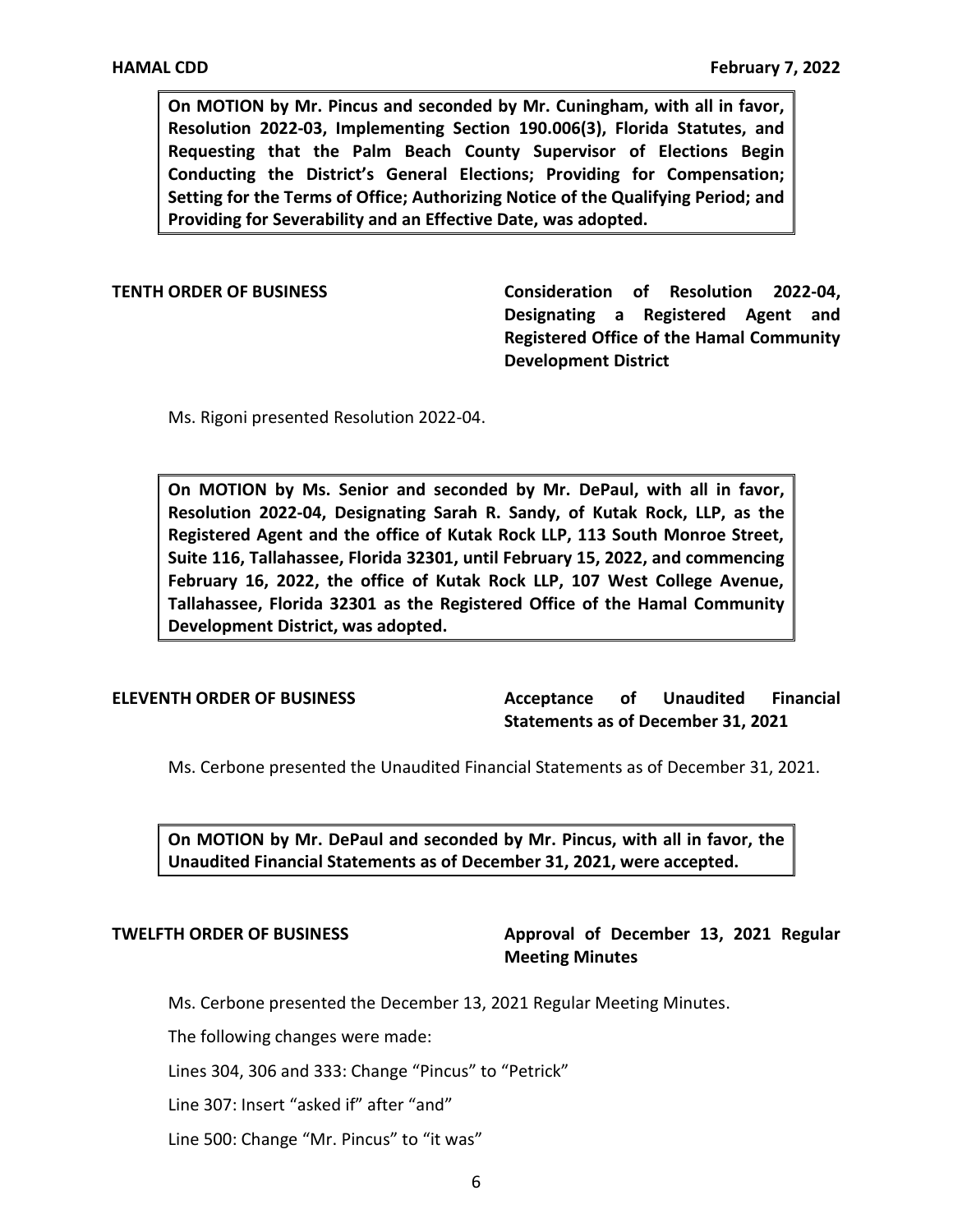**On MOTION by Mr. Pincus and seconded by Mr. Cuningham, with all in favor, Resolution 2022-03, Implementing Section 190.006(3), Florida Statutes, and Requesting that the Palm Beach County Supervisor of Elections Begin Conducting the District's General Elections; Providing for Compensation; Setting for the Terms of Office; Authorizing Notice of the Qualifying Period; and Providing for Severability and an Effective Date, was adopted.**

**TENTH ORDER OF BUSINESS** **Consideration of Resolution 2022-04, Designating a Registered Agent and Registered Office of the Hamal Community Development District**

Ms. Rigoni presented Resolution 2022-04.

**On MOTION by Ms. Senior and seconded by Mr. DePaul, with all in favor, Resolution 2022-04, Designating Sarah R. Sandy, of Kutak Rock, LLP, as the Registered Agent and the office of Kutak Rock LLP, 113 South Monroe Street, Suite 116, Tallahassee, Florida 32301, until February 15, 2022, and commencing February 16, 2022, the office of Kutak Rock LLP, 107 West College Avenue, Tallahassee, Florida 32301 as the Registered Office of the Hamal Community Development District, was adopted.**

**ELEVENTH ORDER OF BUSINESS** **Acceptance of Unaudited Financial Statements as of December 31, 2021**

Ms. Cerbone presented the Unaudited Financial Statements as of December 31, 2021.

**On MOTION by Mr. DePaul and seconded by Mr. Pincus, with all in favor, the Unaudited Financial Statements as of December 31, 2021, were accepted.**

**TWELFTH ORDER OF BUSINESS** **Approval of December 13, 2021 Regular Meeting Minutes**

Ms. Cerbone presented the December 13, 2021 Regular Meeting Minutes.

The following changes were made:

Lines 304, 306 and 333: Change "Pincus" to "Petrick"

Line 307: Insert "asked if" after "and"

Line 500: Change "Mr. Pincus" to "it was"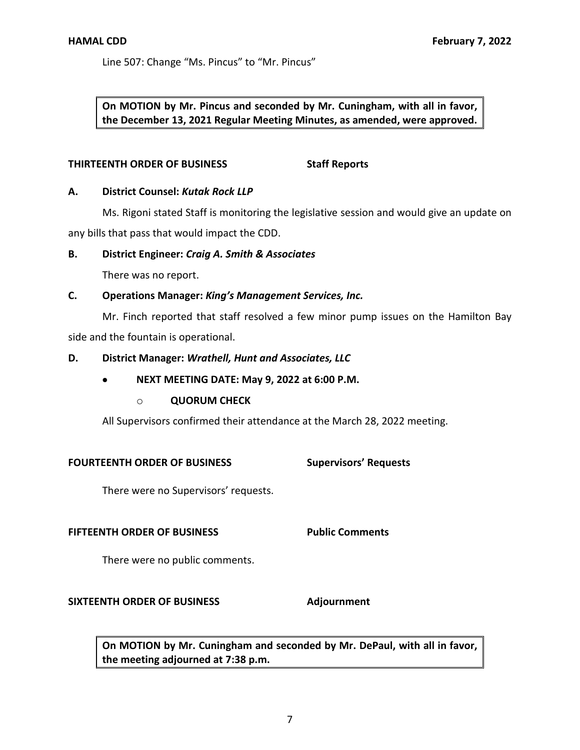Line 507: Change "Ms. Pincus" to "Mr. Pincus"

> **On MOTION by Mr. Pincus and seconded by Mr. Cuningham, with all in favor, the December 13, 2021 Regular Meeting Minutes, as amended, were approved.**

**THIRTEENTH ORDER OF BUSINESS** **Staff Reports**

**A. District Counsel: *Kutak Rock LLP***

Ms. Rigoni stated Staff is monitoring the legislative session and would give an update on any bills that pass that would impact the CDD.

**B. District Engineer: *Craig A. Smith & Associates***

There was no report.

**C. Operations Manager: *King's Management Services, Inc.***

Mr. Finch reported that staff resolved a few minor pump issues on the Hamilton Bay side and the fountain is operational.

**D. District Manager: *Wrathell, Hunt and Associates, LLC***

- **NEXT MEETING DATE: May 9, 2022 at 6:00 P.M.**
  - **QUORUM CHECK**

All Supervisors confirmed their attendance at the March 28, 2022 meeting.

**FOURTEENTH ORDER OF BUSINESS** **Supervisors' Requests**

There were no Supervisors' requests.

**FIFTEENTH ORDER OF BUSINESS** **Public Comments**

There were no public comments.

**SIXTEENTH ORDER OF BUSINESS** **Adjournment**

> **On MOTION by Mr. Cuningham and seconded by Mr. DePaul, with all in favor, the meeting adjourned at 7:38 p.m.**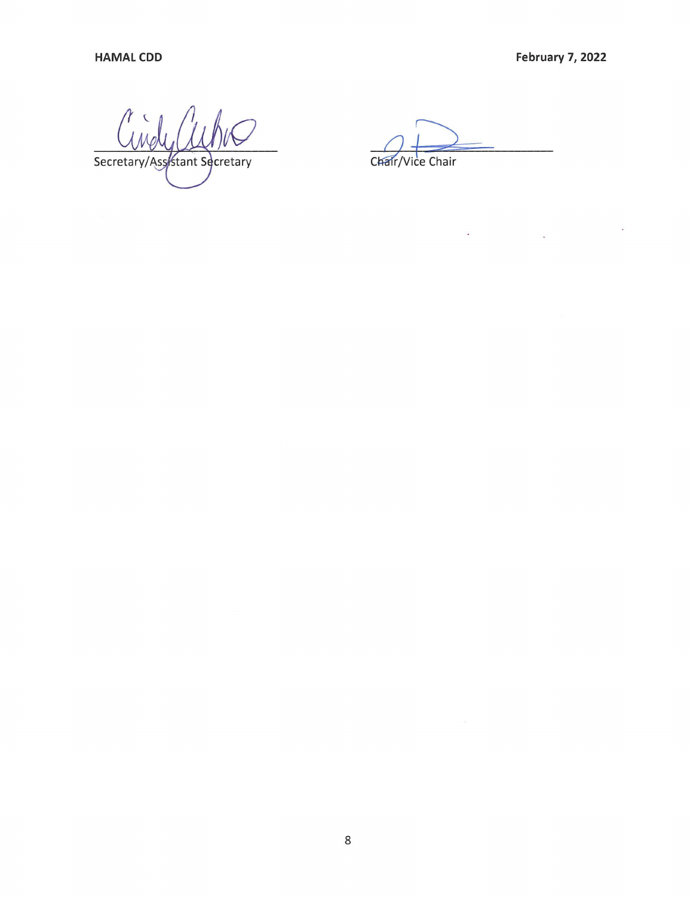___________________________
Secretary/Assistant Secretary

___________________________
Chair/Vice Chair